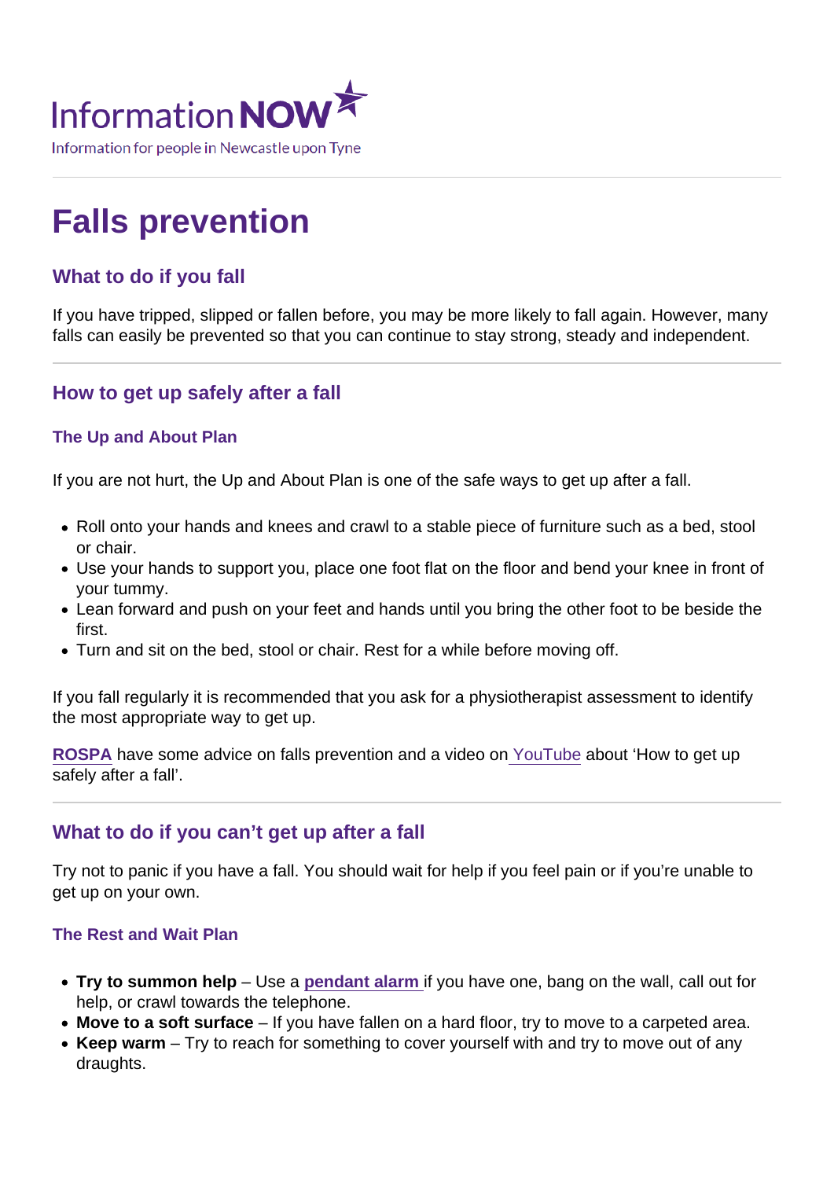Information NOW

Information for people in Newcastle upon Tyne

# Falls prevention

## What to do if you fall

If you have tripped, slipped or fallen before, you may be more likely to fall again. However, many falls can easily be prevented so that you can continue to stay strong, steady and independent.

## How to get up safely after a fall

### The Up and About Plan

If you are not hurt, the Up and About Plan is one of the safe ways to get up after a fall.

- Roll onto your hands and knees and crawl to a stable piece of furniture such as a bed, stool or chair.
- Use your hands to support you, place one foot flat on the floor and bend your knee in front of your tummy.
- Lean forward and push on your feet and hands until you bring the other foot to be beside the first.
- Turn and sit on the bed, stool or chair. Rest for a while before moving off.

If you fall regularly it is recommended that you ask for a physiotherapist assessment to identify the most appropriate way to get up.

**ROSPA** have some advice on falls prevention and a video on YouTube about 'How to get up safely after a fall'.

## What to do if you can't get up after a fall

Try not to panic if you have a fall. You should wait for help if you feel pain or if you're unable to get up on your own.

### The Rest and Wait Plan

- **Try to summon help** – Use a **pendant alarm** if you have one, bang on the wall, call out for help, or crawl towards the telephone.
- **Move to a soft surface** – If you have fallen on a hard floor, try to move to a carpeted area.
- **Keep warm** – Try to reach for something to cover yourself with and try to move out of any draughts.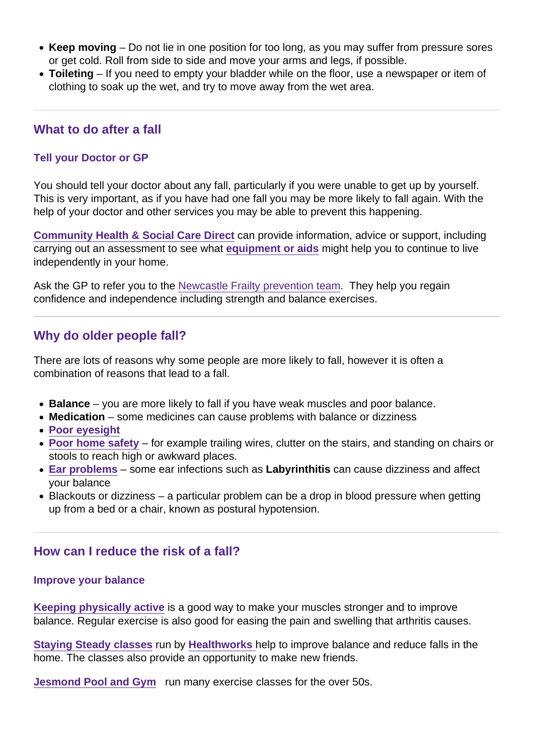- **Keep moving** – Do not lie in one position for too long, as you may suffer from pressure sores or get cold. Roll from side to side and move your arms and legs, if possible.
- **Toileting** – If you need to empty your bladder while on the floor, use a newspaper or item of clothing to soak up the wet, and try to move away from the wet area.

## What to do after a fall

### Tell your Doctor or GP

You should tell your doctor about any fall, particularly if you were unable to get up by yourself. This is very important, as if you have had one fall you may be more likely to fall again. With the help of your doctor and other services you may be able to prevent this happening.

**Community Health & Social Care Direct** can provide information, advice or support, including carrying out an assessment to see what **equipment or aids** might help you to continue to live independently in your home.

Ask the GP to refer you to the Newcastle Frailty prevention team. They help you regain confidence and independence including strength and balance exercises.

## Why do older people fall?

There are lots of reasons why some people are more likely to fall, however it is often a combination of reasons that lead to a fall.

- **Balance** – you are more likely to fall if you have weak muscles and poor balance.
- **Medication** – some medicines can cause problems with balance or dizziness
- **Poor eyesight**
- **Poor home safety** – for example trailing wires, clutter on the stairs, and standing on chairs or stools to reach high or awkward places.
- **Ear problems** – some ear infections such as **Labyrinthitis** can cause dizziness and affect your balance
- Blackouts or dizziness – a particular problem can be a drop in blood pressure when getting up from a bed or a chair, known as postural hypotension.

## How can I reduce the risk of a fall?

### Improve your balance

**Keeping physically active** is a good way to make your muscles stronger and to improve balance. Regular exercise is also good for easing the pain and swelling that arthritis causes.

**Staying Steady classes** run by **Healthworks** help to improve balance and reduce falls in the home. The classes also provide an opportunity to make new friends.

**Jesmond Pool and Gym** run many exercise classes for the over 50s.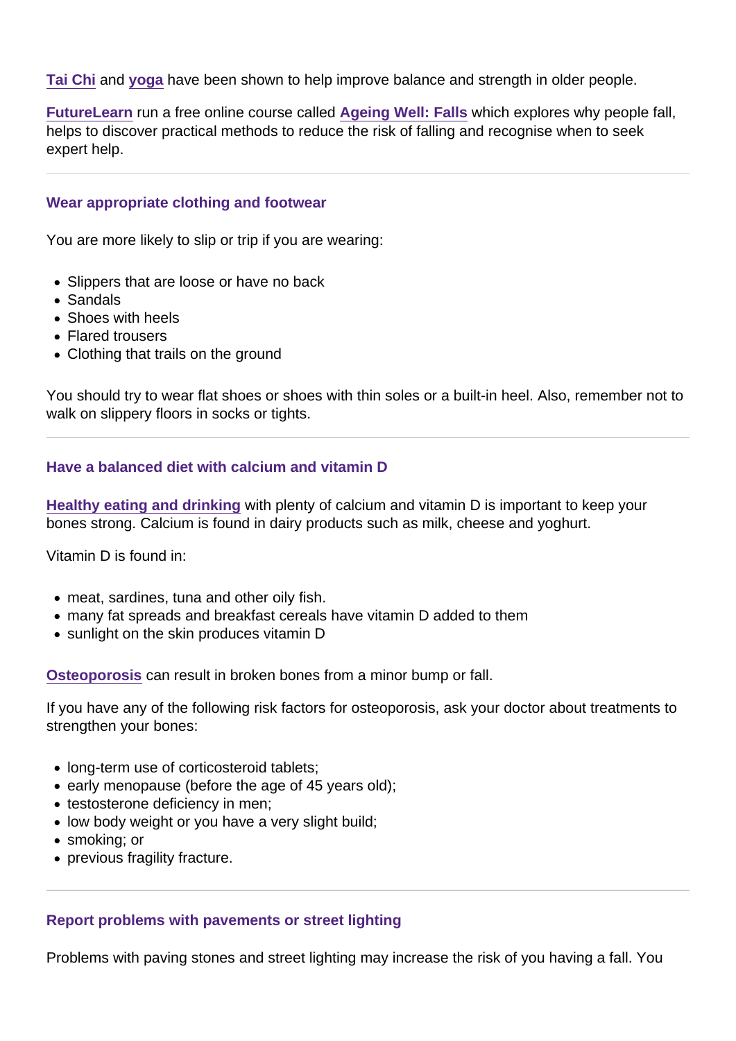Tai Chi and yoga have been shown to help improve balance and strength in older people.

FutureLearn run a free online course called Ageing Well: Falls which explores why people fall, helps to discover practical methods to reduce the risk of falling and recognise when to seek expert help.

---

### Wear appropriate clothing and footwear

You are more likely to slip or trip if you are wearing:

- Slippers that are loose or have no back
- Sandals
- Shoes with heels
- Flared trousers
- Clothing that trails on the ground

You should try to wear flat shoes or shoes with thin soles or a built-in heel. Also, remember not to walk on slippery floors in socks or tights.

---

### Have a balanced diet with calcium and vitamin D

Healthy eating and drinking with plenty of calcium and vitamin D is important to keep your bones strong. Calcium is found in dairy products such as milk, cheese and yoghurt.

Vitamin D is found in:

- meat, sardines, tuna and other oily fish.
- many fat spreads and breakfast cereals have vitamin D added to them
- sunlight on the skin produces vitamin D

Osteoporosis can result in broken bones from a minor bump or fall.

If you have any of the following risk factors for osteoporosis, ask your doctor about treatments to strengthen your bones:

- long-term use of corticosteroid tablets;
- early menopause (before the age of 45 years old);
- testosterone deficiency in men;
- low body weight or you have a very slight build;
- smoking; or
- previous fragility fracture.

---

### Report problems with pavements or street lighting

Problems with paving stones and street lighting may increase the risk of you having a fall. You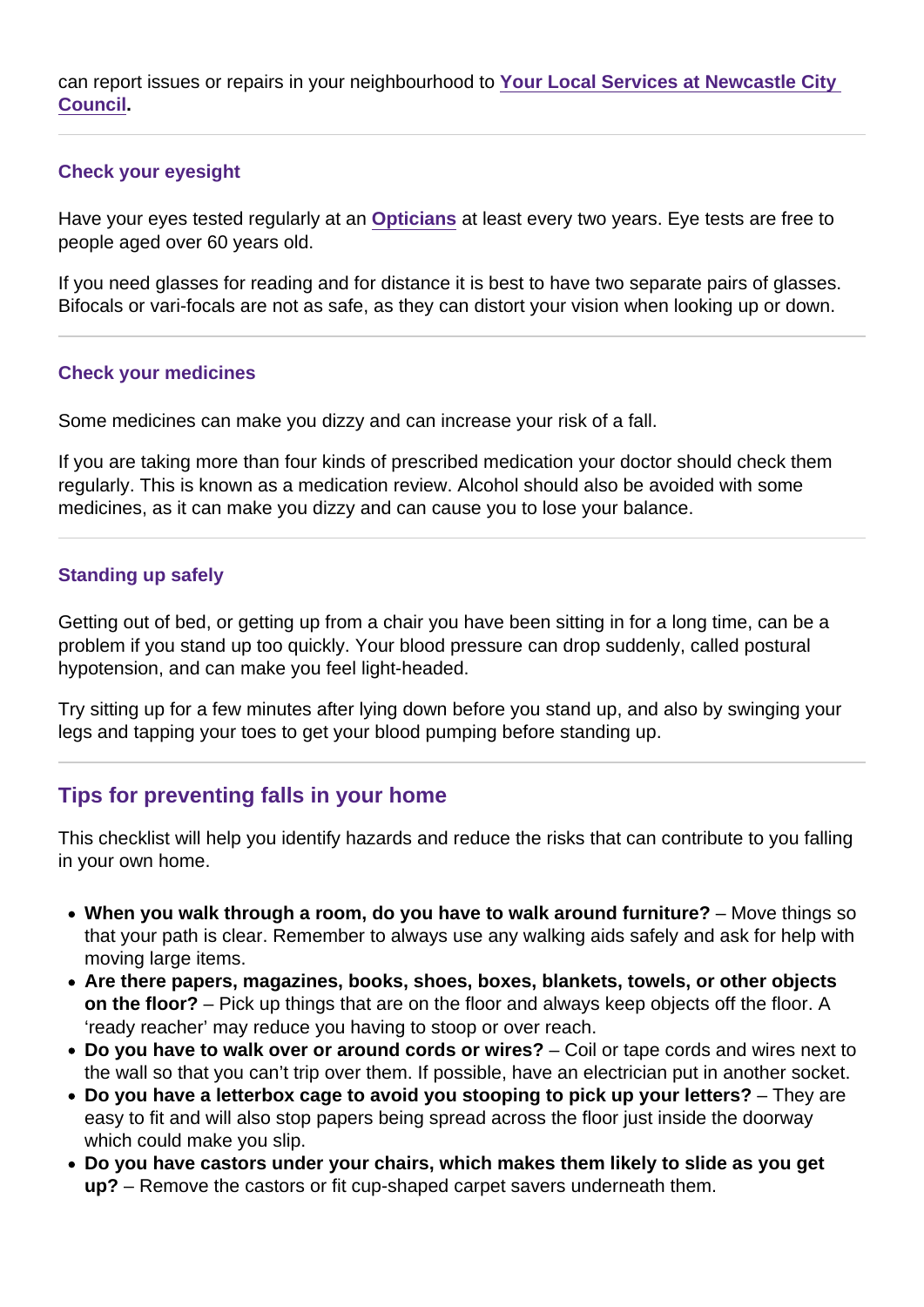can report issues or repairs in your neighbourhood to [Your Local Services at Newcastle City Council](#).

---

### Check your eyesight

Have your eyes tested regularly at an [Opticians](#) at least every two years. Eye tests are free to people aged over 60 years old.

If you need glasses for reading and for distance it is best to have two separate pairs of glasses. Bifocals or vari-focals are not as safe, as they can distort your vision when looking up or down.

---

### Check your medicines

Some medicines can make you dizzy and can increase your risk of a fall.

If you are taking more than four kinds of prescribed medication your doctor should check them regularly. This is known as a medication review. Alcohol should also be avoided with some medicines, as it can make you dizzy and can cause you to lose your balance.

---

### Standing up safely

Getting out of bed, or getting up from a chair you have been sitting in for a long time, can be a problem if you stand up too quickly. Your blood pressure can drop suddenly, called postural hypotension, and can make you feel light-headed.

Try sitting up for a few minutes after lying down before you stand up, and also by swinging your legs and tapping your toes to get your blood pumping before standing up.

---

## Tips for preventing falls in your home

This checklist will help you identify hazards and reduce the risks that can contribute to you falling in your own home.

- **When you walk through a room, do you have to walk around furniture?** – Move things so that your path is clear. Remember to always use any walking aids safely and ask for help with moving large items.
- **Are there papers, magazines, books, shoes, boxes, blankets, towels, or other objects on the floor?** – Pick up things that are on the floor and always keep objects off the floor. A 'ready reacher' may reduce you having to stoop or over reach.
- **Do you have to walk over or around cords or wires?** – Coil or tape cords and wires next to the wall so that you can't trip over them. If possible, have an electrician put in another socket.
- **Do you have a letterbox cage to avoid you stooping to pick up your letters?** – They are easy to fit and will also stop papers being spread across the floor just inside the doorway which could make you slip.
- **Do you have castors under your chairs, which makes them likely to slide as you get up?** – Remove the castors or fit cup-shaped carpet savers underneath them.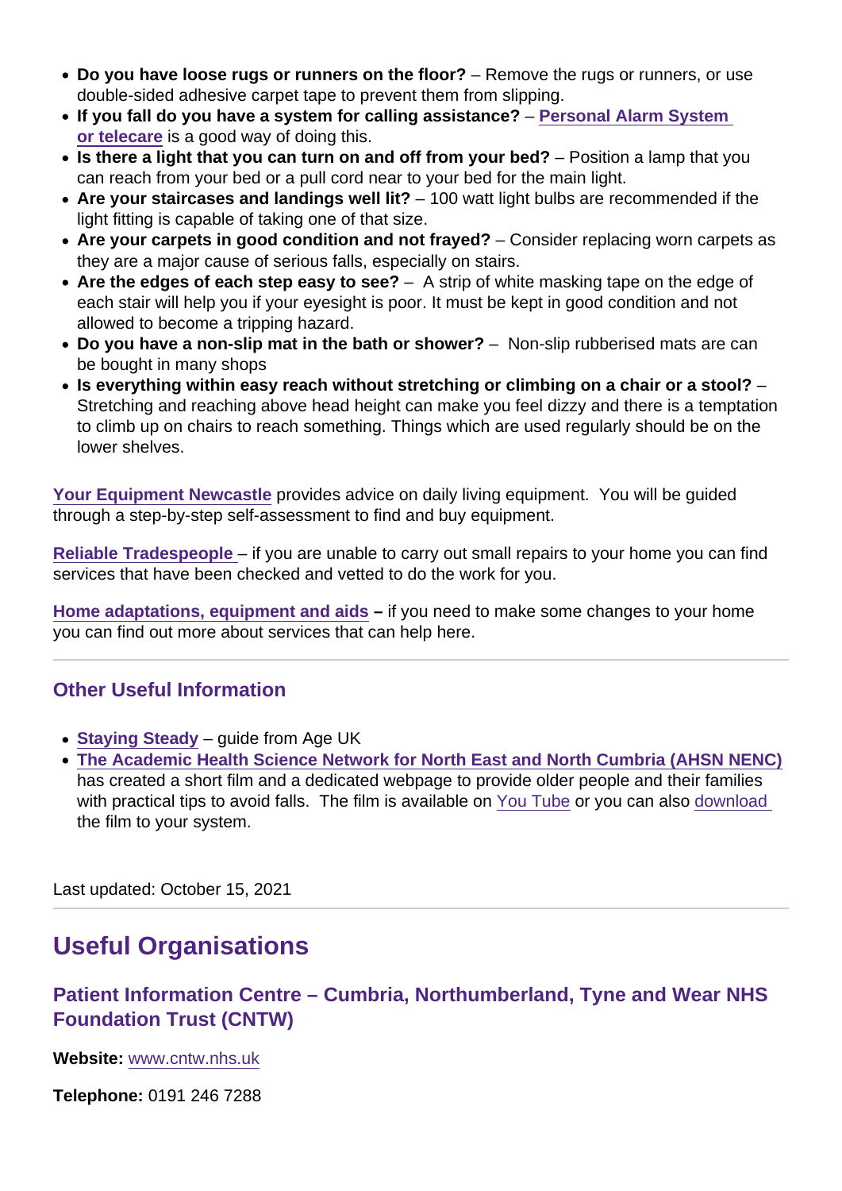- **Do you have loose rugs or runners on the floor?** – Remove the rugs or runners, or use double-sided adhesive carpet tape to prevent them from slipping.
- **If you fall do you have a system for calling assistance?** – **Personal Alarm System or telecare** is a good way of doing this.
- **Is there a light that you can turn on and off from your bed?** – Position a lamp that you can reach from your bed or a pull cord near to your bed for the main light.
- **Are your staircases and landings well lit?** – 100 watt light bulbs are recommended if the light fitting is capable of taking one of that size.
- **Are your carpets in good condition and not frayed?** – Consider replacing worn carpets as they are a major cause of serious falls, especially on stairs.
- **Are the edges of each step easy to see?** – A strip of white masking tape on the edge of each stair will help you if your eyesight is poor. It must be kept in good condition and not allowed to become a tripping hazard.
- **Do you have a non-slip mat in the bath or shower?** – Non-slip rubberised mats are can be bought in many shops
- **Is everything within easy reach without stretching or climbing on a chair or a stool?** – Stretching and reaching above head height can make you feel dizzy and there is a temptation to climb up on chairs to reach something. Things which are used regularly should be on the lower shelves.

**Your Equipment Newcastle** provides advice on daily living equipment. You will be guided through a step-by-step self-assessment to find and buy equipment.

**Reliable Tradespeople** – if you are unable to carry out small repairs to your home you can find services that have been checked and vetted to do the work for you.

**Home adaptations, equipment and aids** – if you need to make some changes to your home you can find out more about services that can help here.

## Other Useful Information

- **Staying Steady** – guide from Age UK
- **The Academic Health Science Network for North East and North Cumbria (AHSN NENC)** has created a short film and a dedicated webpage to provide older people and their families with practical tips to avoid falls. The film is available on You Tube or you can also download the film to your system.

Last updated: October 15, 2021

# Useful Organisations

## Patient Information Centre – Cumbria, Northumberland, Tyne and Wear NHS Foundation Trust (CNTW)

**Website:** www.cntw.nhs.uk

**Telephone:** 0191 246 7288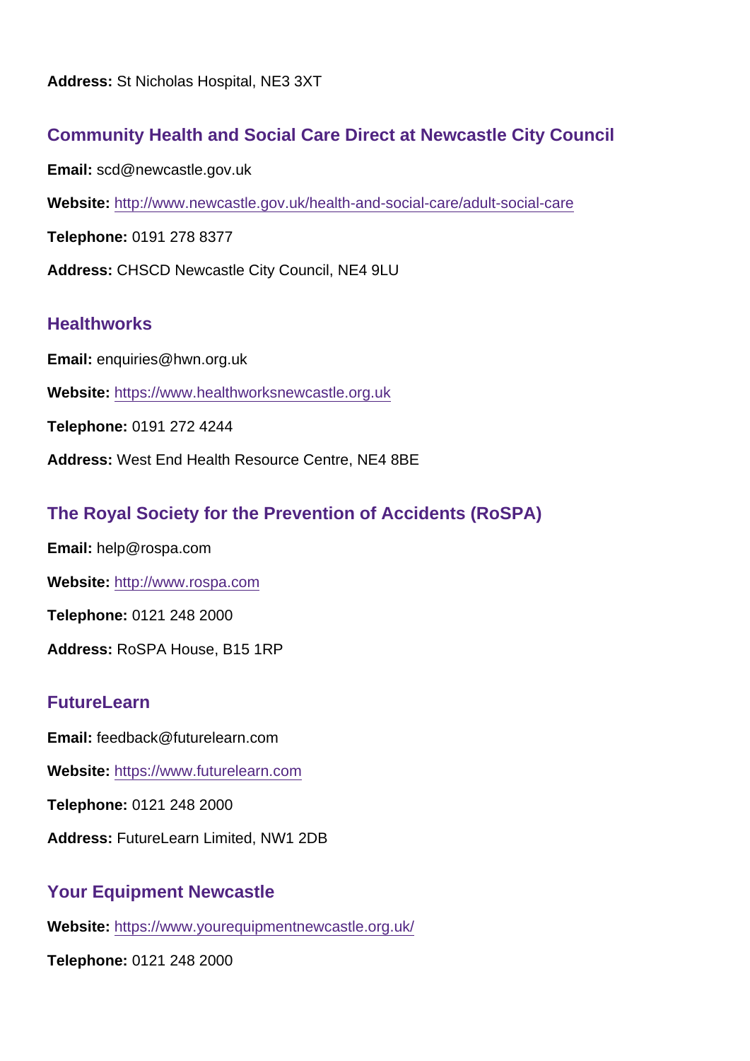**Address:** St Nicholas Hospital, NE3 3XT

### Community Health and Social Care Direct at Newcastle City Council

**Email:** scd@newcastle.gov.uk

**Website:** [http://www.newcastle.gov.uk/health-and-social-care/adult-social-care](http://www.newcastle.gov.uk/health-and-social-care/adult-social-care)

**Telephone:** 0191 278 8377

**Address:** CHSCD Newcastle City Council, NE4 9LU

### Healthworks

**Email:** enquiries@hwn.org.uk

**Website:** [https://www.healthworksnewcastle.org.uk](https://www.healthworksnewcastle.org.uk)

**Telephone:** 0191 272 4244

**Address:** West End Health Resource Centre, NE4 8BE

### The Royal Society for the Prevention of Accidents (RoSPA)

**Email:** help@rospa.com

**Website:** [http://www.rospa.com](http://www.rospa.com)

**Telephone:** 0121 248 2000

**Address:** RoSPA House, B15 1RP

### FutureLearn

**Email:** feedback@futurelearn.com

**Website:** [https://www.futurelearn.com](https://www.futurelearn.com)

**Telephone:** 0121 248 2000

**Address:** FutureLearn Limited, NW1 2DB

### Your Equipment Newcastle

**Website:** [https://www.yourequipmentnewcastle.org.uk/](https://www.yourequipmentnewcastle.org.uk/)

**Telephone:** 0121 248 2000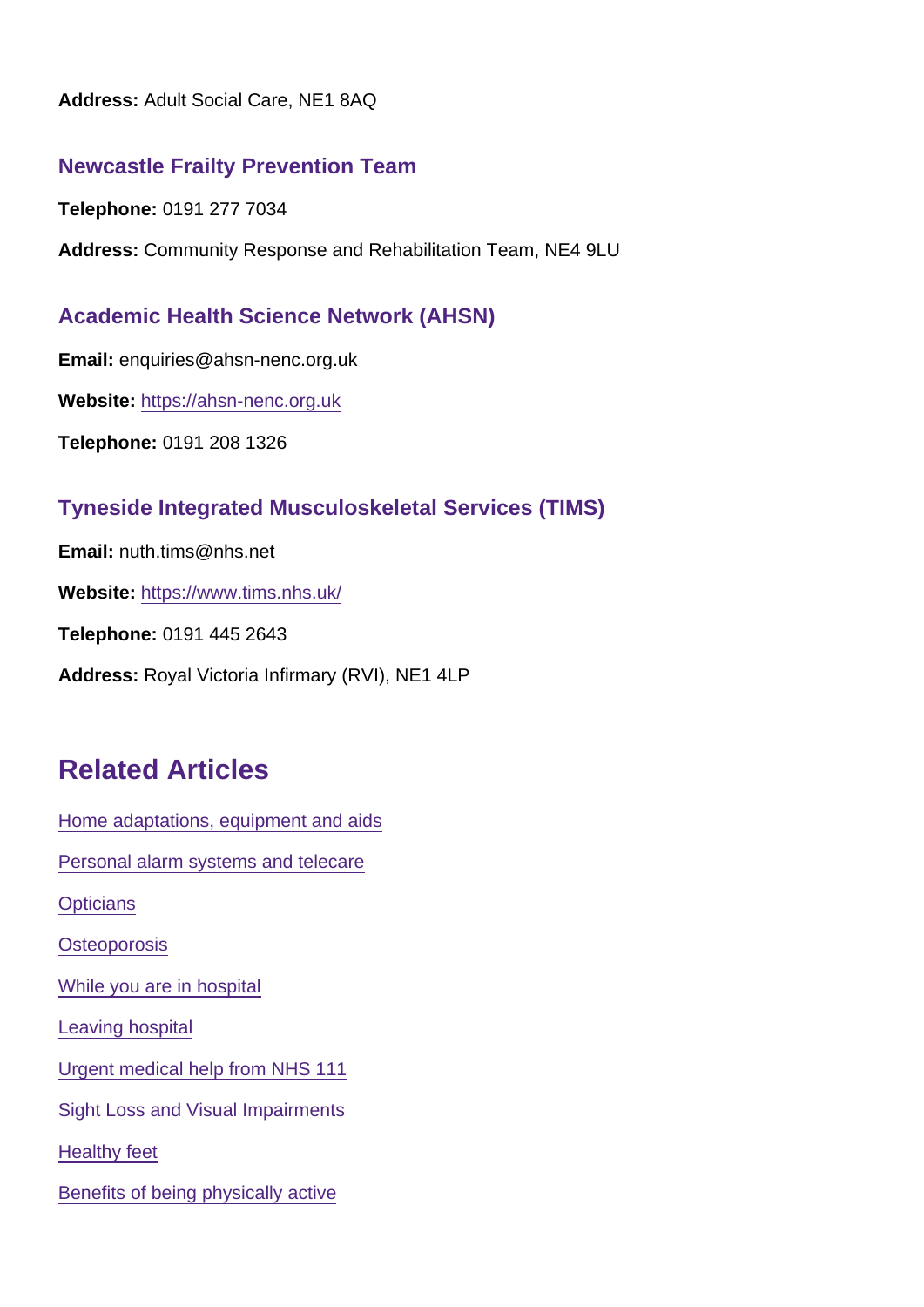**Address:** Adult Social Care, NE1 8AQ

### Newcastle Frailty Prevention Team

**Telephone:** 0191 277 7034

**Address:** Community Response and Rehabilitation Team, NE4 9LU

### Academic Health Science Network (AHSN)

**Email:** enquiries@ahsn-nenc.org.uk

**Website:** [https://ahsn-nenc.org.uk](https://ahsn-nenc.org.uk)

**Telephone:** 0191 208 1326

### Tyneside Integrated Musculoskeletal Services (TIMS)

**Email:** nuth.tims@nhs.net

**Website:** [https://www.tims.nhs.uk/](https://www.tims.nhs.uk/)

**Telephone:** 0191 445 2643

**Address:** Royal Victoria Infirmary (RVI), NE1 4LP

---

## Related Articles

Home adaptations, equipment and aids

Personal alarm systems and telecare

Opticians

Osteoporosis

While you are in hospital

Leaving hospital

Urgent medical help from NHS 111

Sight Loss and Visual Impairments

Healthy feet

Benefits of being physically active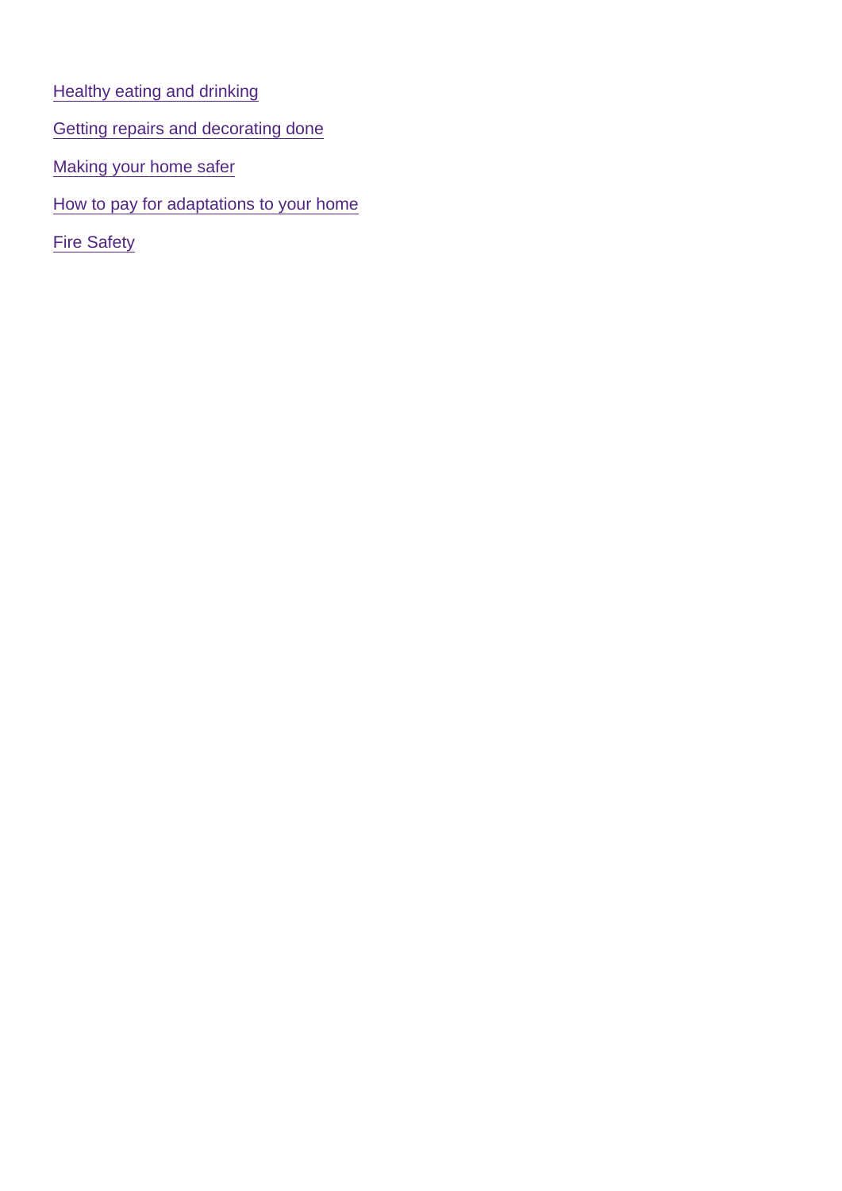Healthy eating and drinking

Getting repairs and decorating done

Making your home safer

How to pay for adaptations to your home

Fire Safety